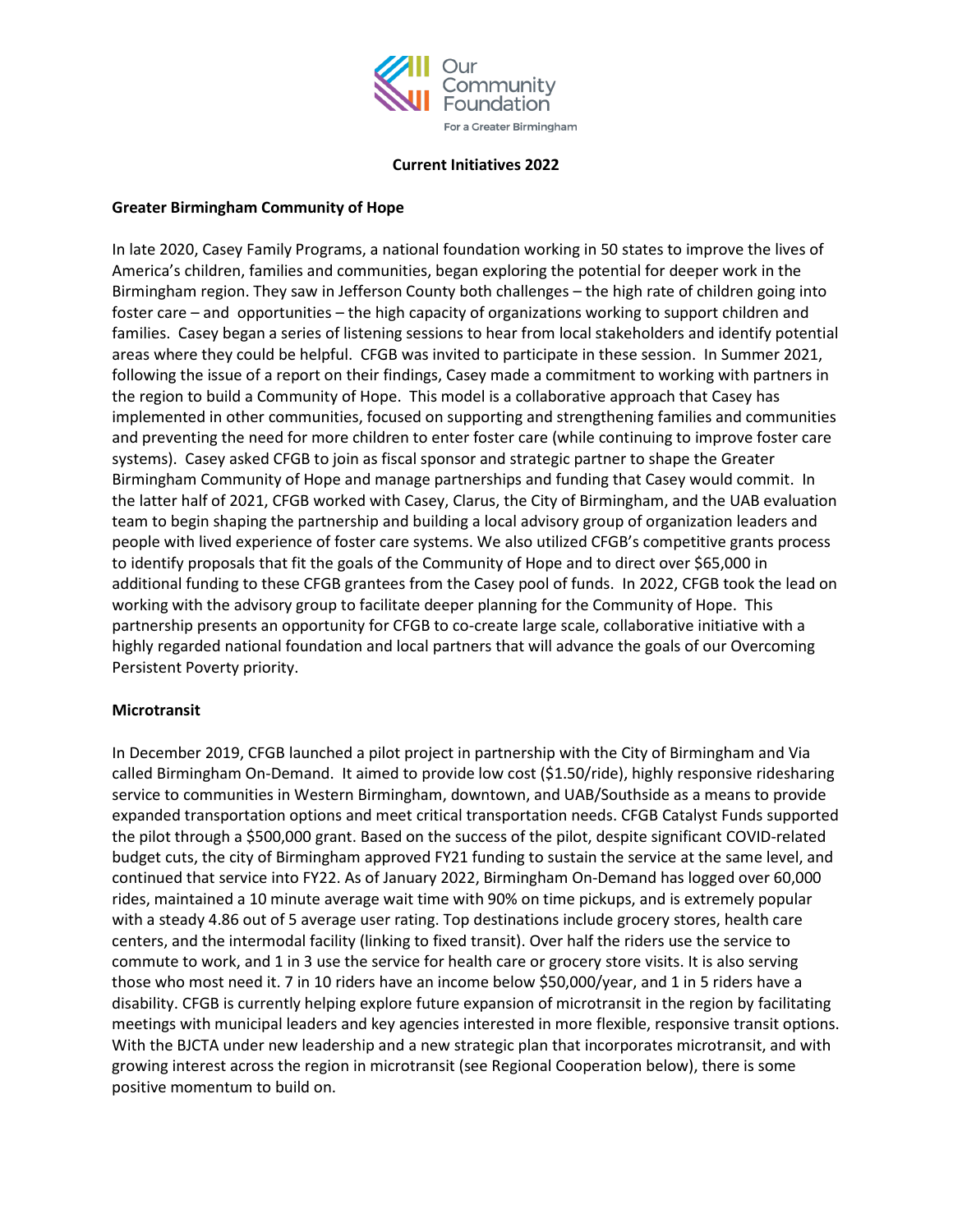Our Community Foundation

For a Greater Birmingham

**Current Initiatives 2022**

**Greater Birmingham Community of Hope**

In late 2020, Casey Family Programs, a national foundation working in 50 states to improve the lives of America's children, families and communities, began exploring the potential for deeper work in the Birmingham region. They saw in Jefferson County both challenges – the high rate of children going into foster care – and opportunities – the high capacity of organizations working to support children and families. Casey began a series of listening sessions to hear from local stakeholders and identify potential areas where they could be helpful. CFGB was invited to participate in these session. In Summer 2021, following the issue of a report on their findings, Casey made a commitment to working with partners in the region to build a Community of Hope. This model is a collaborative approach that Casey has implemented in other communities, focused on supporting and strengthening families and communities and preventing the need for more children to enter foster care (while continuing to improve foster care systems). Casey asked CFGB to join as fiscal sponsor and strategic partner to shape the Greater Birmingham Community of Hope and manage partnerships and funding that Casey would commit. In the latter half of 2021, CFGB worked with Casey, Clarus, the City of Birmingham, and the UAB evaluation team to begin shaping the partnership and building a local advisory group of organization leaders and people with lived experience of foster care systems. We also utilized CFGB's competitive grants process to identify proposals that fit the goals of the Community of Hope and to direct over $65,000 in additional funding to these CFGB grantees from the Casey pool of funds. In 2022, CFGB took the lead on working with the advisory group to facilitate deeper planning for the Community of Hope. This partnership presents an opportunity for CFGB to co-create large scale, collaborative initiative with a highly regarded national foundation and local partners that will advance the goals of our Overcoming Persistent Poverty priority.

**Microtransit**

In December 2019, CFGB launched a pilot project in partnership with the City of Birmingham and Via called Birmingham On-Demand. It aimed to provide low cost ($1.50/ride), highly responsive ridesharing service to communities in Western Birmingham, downtown, and UAB/Southside as a means to provide expanded transportation options and meet critical transportation needs. CFGB Catalyst Funds supported the pilot through a $500,000 grant. Based on the success of the pilot, despite significant COVID-related budget cuts, the city of Birmingham approved FY21 funding to sustain the service at the same level, and continued that service into FY22. As of January 2022, Birmingham On-Demand has logged over 60,000 rides, maintained a 10 minute average wait time with 90% on time pickups, and is extremely popular with a steady 4.86 out of 5 average user rating. Top destinations include grocery stores, health care centers, and the intermodal facility (linking to fixed transit). Over half the riders use the service to commute to work, and 1 in 3 use the service for health care or grocery store visits. It is also serving those who most need it. 7 in 10 riders have an income below $50,000/year, and 1 in 5 riders have a disability. CFGB is currently helping explore future expansion of microtransit in the region by facilitating meetings with municipal leaders and key agencies interested in more flexible, responsive transit options. With the BJCTA under new leadership and a new strategic plan that incorporates microtransit, and with growing interest across the region in microtransit (see Regional Cooperation below), there is some positive momentum to build on.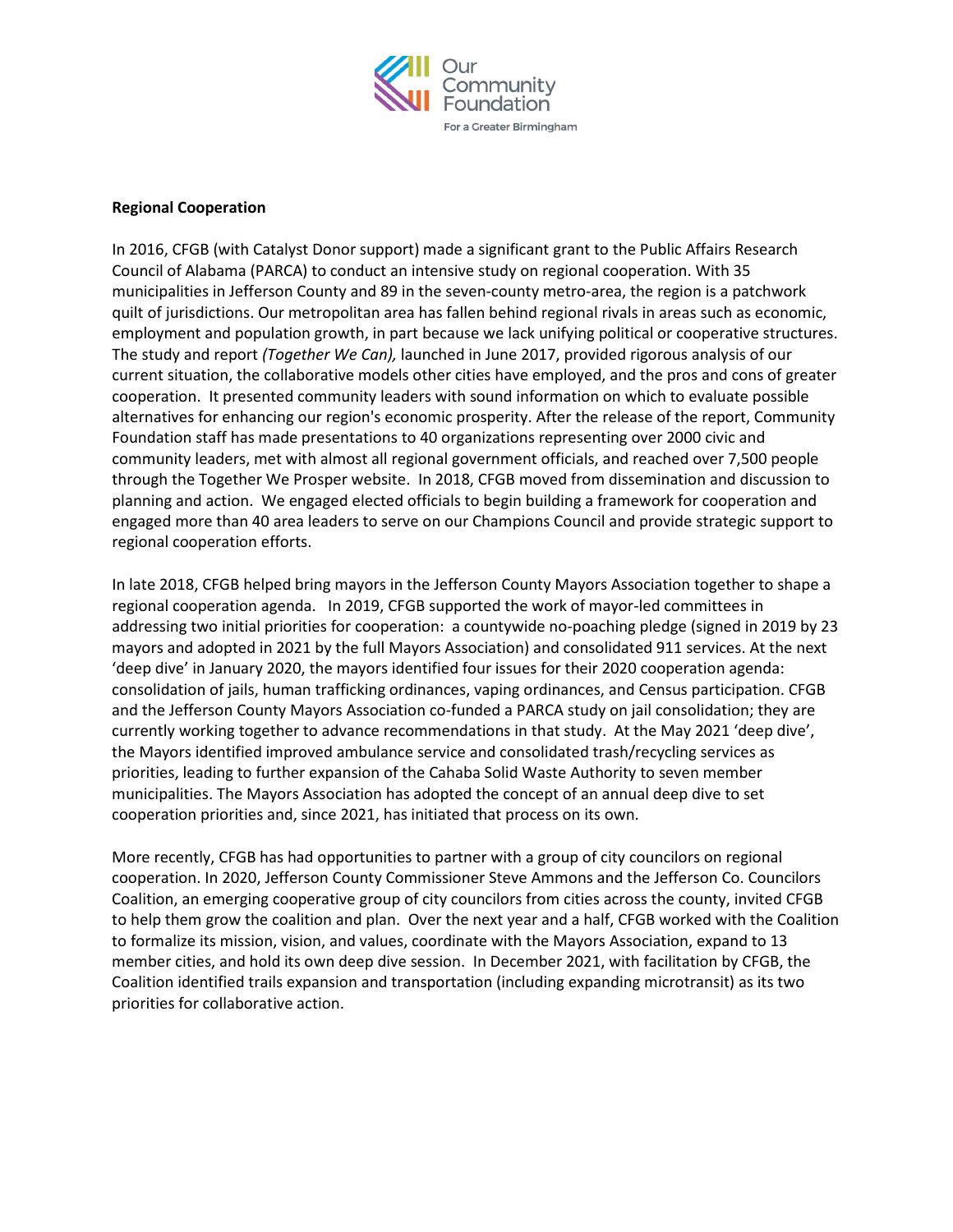**Regional Cooperation**

In 2016, CFGB (with Catalyst Donor support) made a significant grant to the Public Affairs Research Council of Alabama (PARCA) to conduct an intensive study on regional cooperation. With 35 municipalities in Jefferson County and 89 in the seven-county metro-area, the region is a patchwork quilt of jurisdictions. Our metropolitan area has fallen behind regional rivals in areas such as economic, employment and population growth, in part because we lack unifying political or cooperative structures. The study and report *(Together We Can),* launched in June 2017, provided rigorous analysis of our current situation, the collaborative models other cities have employed, and the pros and cons of greater cooperation. It presented community leaders with sound information on which to evaluate possible alternatives for enhancing our region's economic prosperity. After the release of the report, Community Foundation staff has made presentations to 40 organizations representing over 2000 civic and community leaders, met with almost all regional government officials, and reached over 7,500 people through the Together We Prosper website. In 2018, CFGB moved from dissemination and discussion to planning and action. We engaged elected officials to begin building a framework for cooperation and engaged more than 40 area leaders to serve on our Champions Council and provide strategic support to regional cooperation efforts.

In late 2018, CFGB helped bring mayors in the Jefferson County Mayors Association together to shape a regional cooperation agenda. In 2019, CFGB supported the work of mayor-led committees in addressing two initial priorities for cooperation: a countywide no-poaching pledge (signed in 2019 by 23 mayors and adopted in 2021 by the full Mayors Association) and consolidated 911 services. At the next 'deep dive' in January 2020, the mayors identified four issues for their 2020 cooperation agenda: consolidation of jails, human trafficking ordinances, vaping ordinances, and Census participation. CFGB and the Jefferson County Mayors Association co-funded a PARCA study on jail consolidation; they are currently working together to advance recommendations in that study. At the May 2021 'deep dive', the Mayors identified improved ambulance service and consolidated trash/recycling services as priorities, leading to further expansion of the Cahaba Solid Waste Authority to seven member municipalities. The Mayors Association has adopted the concept of an annual deep dive to set cooperation priorities and, since 2021, has initiated that process on its own.

More recently, CFGB has had opportunities to partner with a group of city councilors on regional cooperation. In 2020, Jefferson County Commissioner Steve Ammons and the Jefferson Co. Councilors Coalition, an emerging cooperative group of city councilors from cities across the county, invited CFGB to help them grow the coalition and plan. Over the next year and a half, CFGB worked with the Coalition to formalize its mission, vision, and values, coordinate with the Mayors Association, expand to 13 member cities, and hold its own deep dive session. In December 2021, with facilitation by CFGB, the Coalition identified trails expansion and transportation (including expanding microtransit) as its two priorities for collaborative action.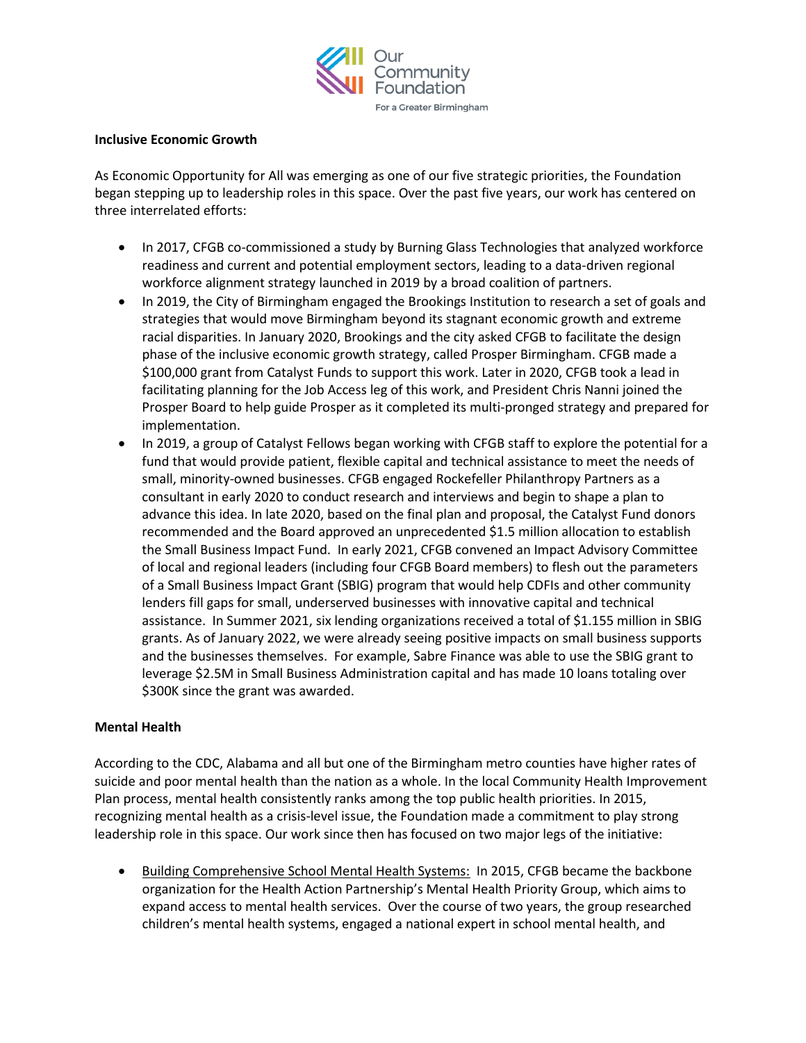**Inclusive Economic Growth**

As Economic Opportunity for All was emerging as one of our five strategic priorities, the Foundation began stepping up to leadership roles in this space. Over the past five years, our work has centered on three interrelated efforts:

- In 2017, CFGB co-commissioned a study by Burning Glass Technologies that analyzed workforce readiness and current and potential employment sectors, leading to a data-driven regional workforce alignment strategy launched in 2019 by a broad coalition of partners.
- In 2019, the City of Birmingham engaged the Brookings Institution to research a set of goals and strategies that would move Birmingham beyond its stagnant economic growth and extreme racial disparities. In January 2020, Brookings and the city asked CFGB to facilitate the design phase of the inclusive economic growth strategy, called Prosper Birmingham. CFGB made a $100,000 grant from Catalyst Funds to support this work. Later in 2020, CFGB took a lead in facilitating planning for the Job Access leg of this work, and President Chris Nanni joined the Prosper Board to help guide Prosper as it completed its multi-pronged strategy and prepared for implementation.
- In 2019, a group of Catalyst Fellows began working with CFGB staff to explore the potential for a fund that would provide patient, flexible capital and technical assistance to meet the needs of small, minority-owned businesses. CFGB engaged Rockefeller Philanthropy Partners as a consultant in early 2020 to conduct research and interviews and begin to shape a plan to advance this idea. In late 2020, based on the final plan and proposal, the Catalyst Fund donors recommended and the Board approved an unprecedented $1.5 million allocation to establish the Small Business Impact Fund. In early 2021, CFGB convened an Impact Advisory Committee of local and regional leaders (including four CFGB Board members) to flesh out the parameters of a Small Business Impact Grant (SBIG) program that would help CDFIs and other community lenders fill gaps for small, underserved businesses with innovative capital and technical assistance. In Summer 2021, six lending organizations received a total of $1.155 million in SBIG grants. As of January 2022, we were already seeing positive impacts on small business supports and the businesses themselves. For example, Sabre Finance was able to use the SBIG grant to leverage $2.5M in Small Business Administration capital and has made 10 loans totaling over $300K since the grant was awarded.

**Mental Health**

According to the CDC, Alabama and all but one of the Birmingham metro counties have higher rates of suicide and poor mental health than the nation as a whole. In the local Community Health Improvement Plan process, mental health consistently ranks among the top public health priorities. In 2015, recognizing mental health as a crisis-level issue, the Foundation made a commitment to play strong leadership role in this space. Our work since then has focused on two major legs of the initiative:

- Building Comprehensive School Mental Health Systems: In 2015, CFGB became the backbone organization for the Health Action Partnership's Mental Health Priority Group, which aims to expand access to mental health services. Over the course of two years, the group researched children's mental health systems, engaged a national expert in school mental health, and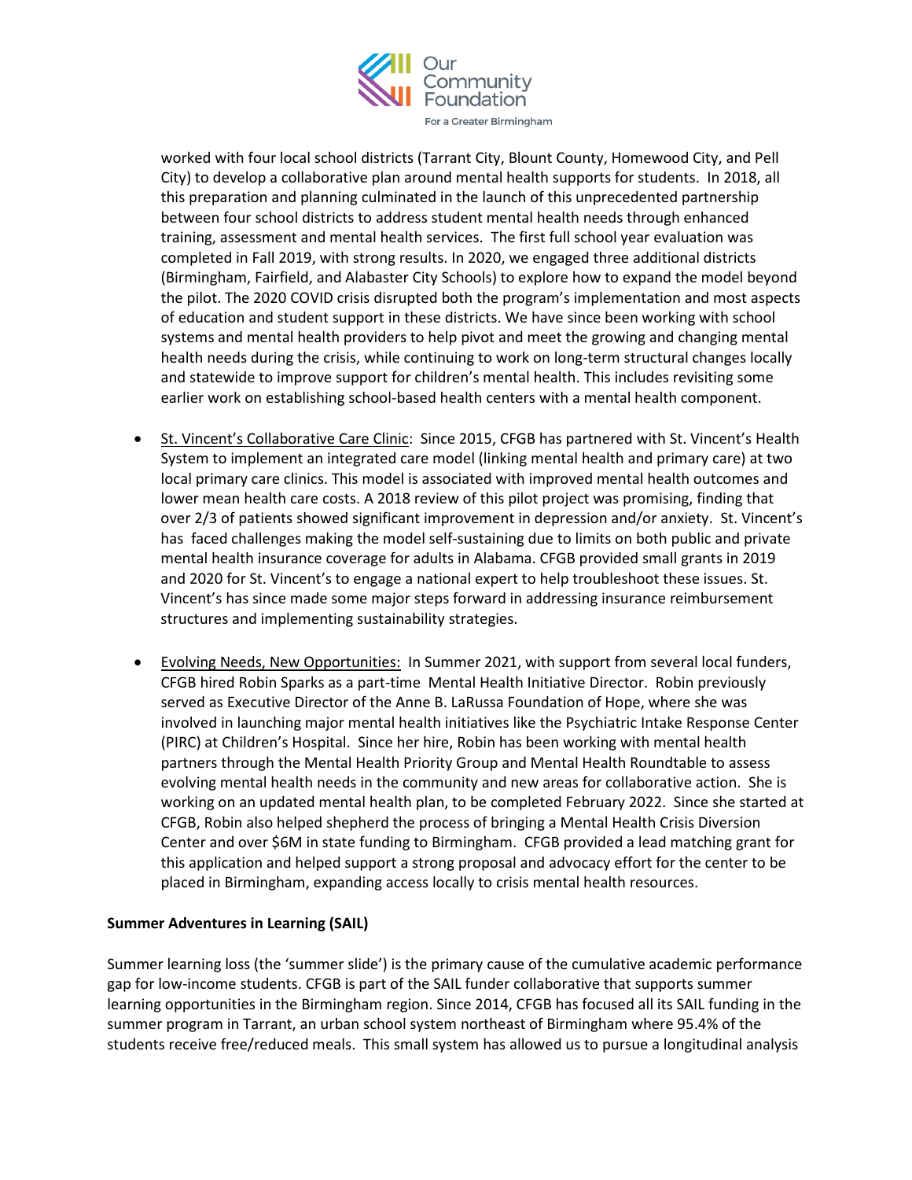worked with four local school districts (Tarrant City, Blount County, Homewood City, and Pell City) to develop a collaborative plan around mental health supports for students. In 2018, all this preparation and planning culminated in the launch of this unprecedented partnership between four school districts to address student mental health needs through enhanced training, assessment and mental health services. The first full school year evaluation was completed in Fall 2019, with strong results. In 2020, we engaged three additional districts (Birmingham, Fairfield, and Alabaster City Schools) to explore how to expand the model beyond the pilot. The 2020 COVID crisis disrupted both the program's implementation and most aspects of education and student support in these districts. We have since been working with school systems and mental health providers to help pivot and meet the growing and changing mental health needs during the crisis, while continuing to work on long-term structural changes locally and statewide to improve support for children's mental health. This includes revisiting some earlier work on establishing school-based health centers with a mental health component.

- St. Vincent's Collaborative Care Clinic: Since 2015, CFGB has partnered with St. Vincent's Health System to implement an integrated care model (linking mental health and primary care) at two local primary care clinics. This model is associated with improved mental health outcomes and lower mean health care costs. A 2018 review of this pilot project was promising, finding that over 2/3 of patients showed significant improvement in depression and/or anxiety. St. Vincent's has faced challenges making the model self-sustaining due to limits on both public and private mental health insurance coverage for adults in Alabama. CFGB provided small grants in 2019 and 2020 for St. Vincent's to engage a national expert to help troubleshoot these issues. St. Vincent's has since made some major steps forward in addressing insurance reimbursement structures and implementing sustainability strategies.

- Evolving Needs, New Opportunities: In Summer 2021, with support from several local funders, CFGB hired Robin Sparks as a part-time Mental Health Initiative Director. Robin previously served as Executive Director of the Anne B. LaRussa Foundation of Hope, where she was involved in launching major mental health initiatives like the Psychiatric Intake Response Center (PIRC) at Children's Hospital. Since her hire, Robin has been working with mental health partners through the Mental Health Priority Group and Mental Health Roundtable to assess evolving mental health needs in the community and new areas for collaborative action. She is working on an updated mental health plan, to be completed February 2022. Since she started at CFGB, Robin also helped shepherd the process of bringing a Mental Health Crisis Diversion Center and over $6M in state funding to Birmingham. CFGB provided a lead matching grant for this application and helped support a strong proposal and advocacy effort for the center to be placed in Birmingham, expanding access locally to crisis mental health resources.

**Summer Adventures in Learning (SAIL)**

Summer learning loss (the 'summer slide') is the primary cause of the cumulative academic performance gap for low-income students. CFGB is part of the SAIL funder collaborative that supports summer learning opportunities in the Birmingham region. Since 2014, CFGB has focused all its SAIL funding in the summer program in Tarrant, an urban school system northeast of Birmingham where 95.4% of the students receive free/reduced meals. This small system has allowed us to pursue a longitudinal analysis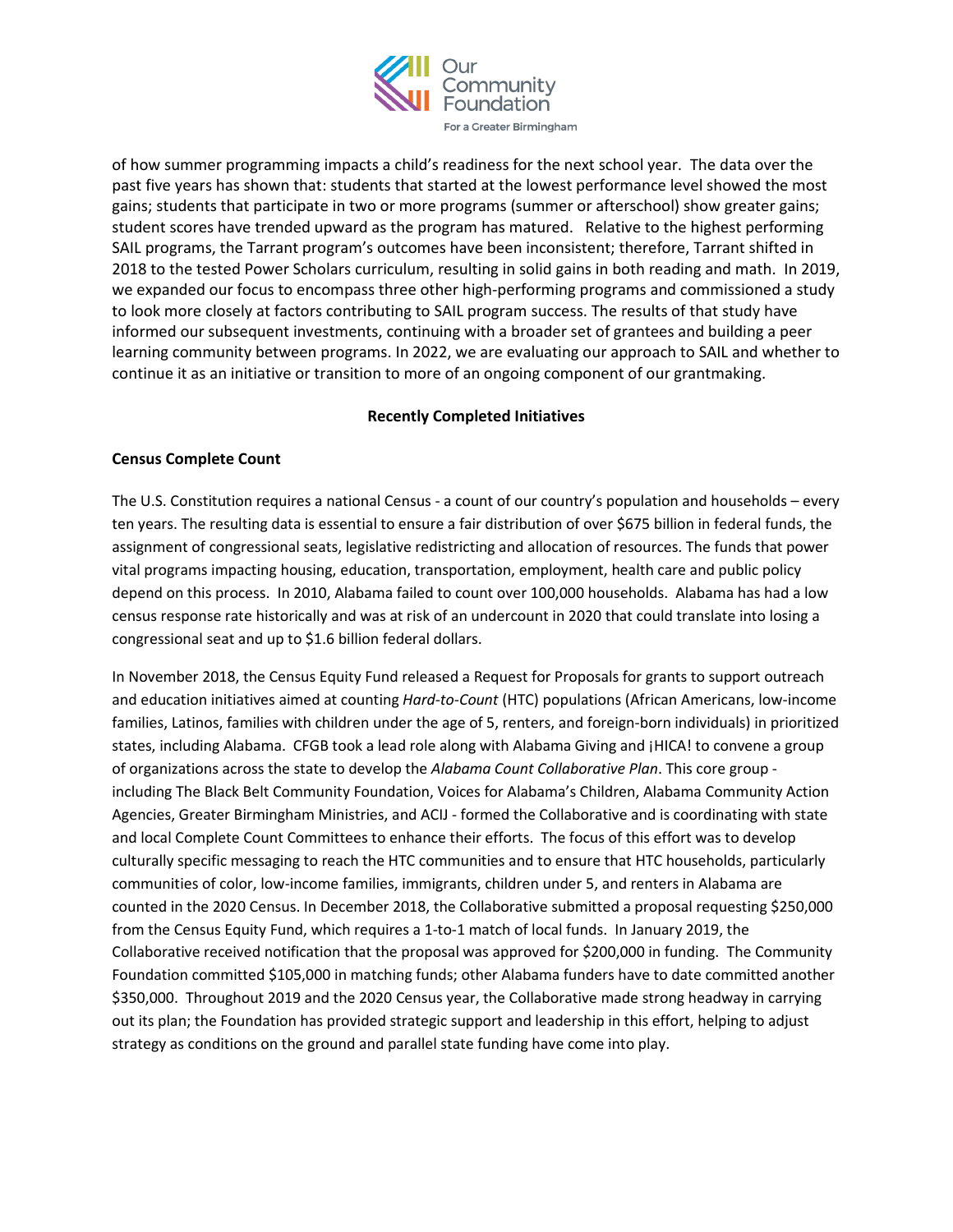of how summer programming impacts a child's readiness for the next school year. The data over the past five years has shown that: students that started at the lowest performance level showed the most gains; students that participate in two or more programs (summer or afterschool) show greater gains; student scores have trended upward as the program has matured. Relative to the highest performing SAIL programs, the Tarrant program's outcomes have been inconsistent; therefore, Tarrant shifted in 2018 to the tested Power Scholars curriculum, resulting in solid gains in both reading and math. In 2019, we expanded our focus to encompass three other high-performing programs and commissioned a study to look more closely at factors contributing to SAIL program success. The results of that study have informed our subsequent investments, continuing with a broader set of grantees and building a peer learning community between programs. In 2022, we are evaluating our approach to SAIL and whether to continue it as an initiative or transition to more of an ongoing component of our grantmaking.

## Recently Completed Initiatives

### Census Complete Count

The U.S. Constitution requires a national Census - a count of our country's population and households – every ten years. The resulting data is essential to ensure a fair distribution of over $675 billion in federal funds, the assignment of congressional seats, legislative redistricting and allocation of resources. The funds that power vital programs impacting housing, education, transportation, employment, health care and public policy depend on this process. In 2010, Alabama failed to count over 100,000 households. Alabama has had a low census response rate historically and was at risk of an undercount in 2020 that could translate into losing a congressional seat and up to $1.6 billion federal dollars.

In November 2018, the Census Equity Fund released a Request for Proposals for grants to support outreach and education initiatives aimed at counting *Hard-to-Count* (HTC) populations (African Americans, low-income families, Latinos, families with children under the age of 5, renters, and foreign-born individuals) in prioritized states, including Alabama. CFGB took a lead role along with Alabama Giving and ¡HICA! to convene a group of organizations across the state to develop the *Alabama Count Collaborative Plan*. This core group - including The Black Belt Community Foundation, Voices for Alabama's Children, Alabama Community Action Agencies, Greater Birmingham Ministries, and ACIJ - formed the Collaborative and is coordinating with state and local Complete Count Committees to enhance their efforts. The focus of this effort was to develop culturally specific messaging to reach the HTC communities and to ensure that HTC households, particularly communities of color, low-income families, immigrants, children under 5, and renters in Alabama are counted in the 2020 Census. In December 2018, the Collaborative submitted a proposal requesting $250,000 from the Census Equity Fund, which requires a 1-to-1 match of local funds. In January 2019, the Collaborative received notification that the proposal was approved for $200,000 in funding. The Community Foundation committed $105,000 in matching funds; other Alabama funders have to date committed another $350,000. Throughout 2019 and the 2020 Census year, the Collaborative made strong headway in carrying out its plan; the Foundation has provided strategic support and leadership in this effort, helping to adjust strategy as conditions on the ground and parallel state funding have come into play.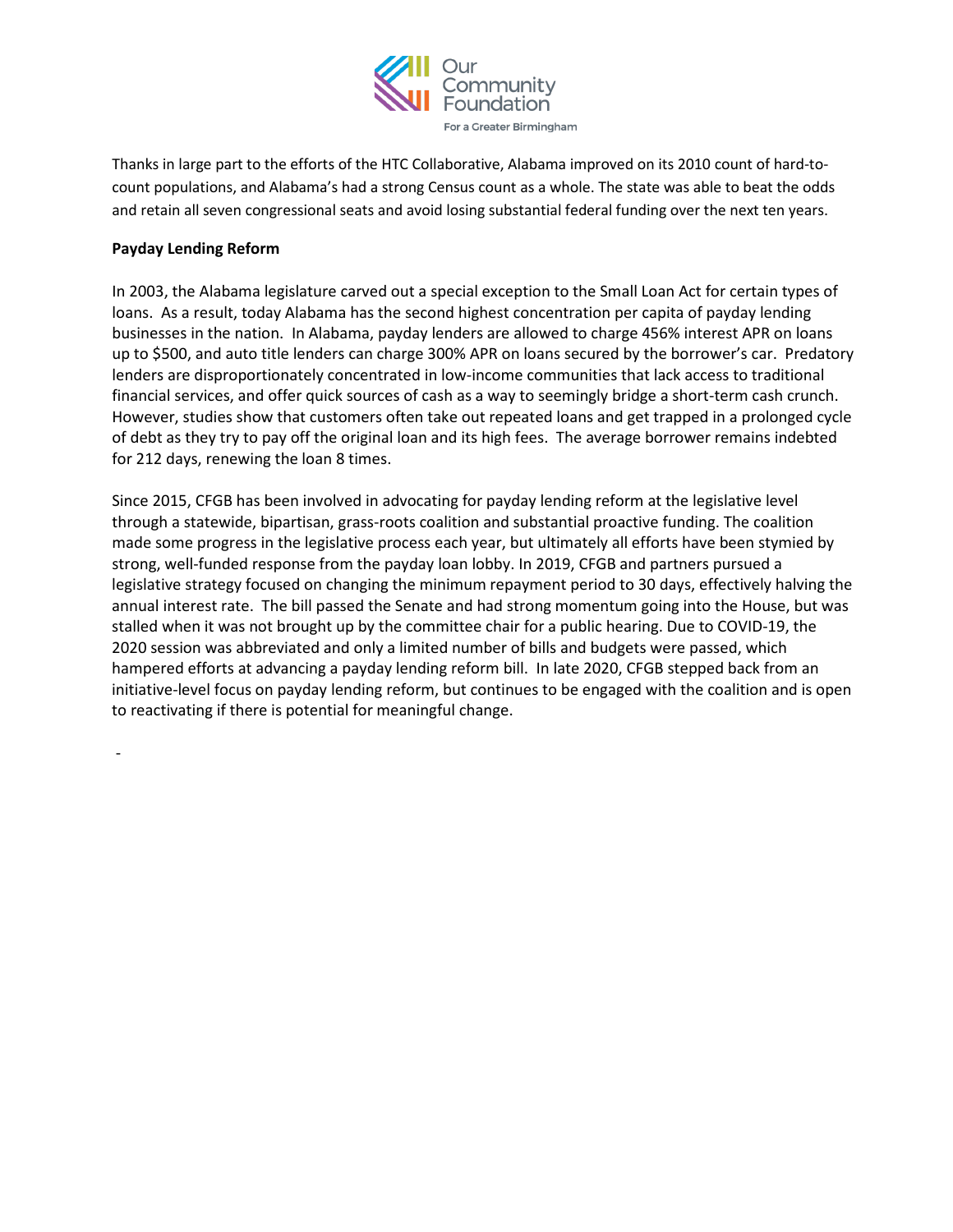Thanks in large part to the efforts of the HTC Collaborative, Alabama improved on its 2010 count of hard-to-count populations, and Alabama's had a strong Census count as a whole. The state was able to beat the odds and retain all seven congressional seats and avoid losing substantial federal funding over the next ten years.

**Payday Lending Reform**

In 2003, the Alabama legislature carved out a special exception to the Small Loan Act for certain types of loans. As a result, today Alabama has the second highest concentration per capita of payday lending businesses in the nation. In Alabama, payday lenders are allowed to charge 456% interest APR on loans up to $500, and auto title lenders can charge 300% APR on loans secured by the borrower's car. Predatory lenders are disproportionately concentrated in low-income communities that lack access to traditional financial services, and offer quick sources of cash as a way to seemingly bridge a short-term cash crunch. However, studies show that customers often take out repeated loans and get trapped in a prolonged cycle of debt as they try to pay off the original loan and its high fees. The average borrower remains indebted for 212 days, renewing the loan 8 times.

Since 2015, CFGB has been involved in advocating for payday lending reform at the legislative level through a statewide, bipartisan, grass-roots coalition and substantial proactive funding. The coalition made some progress in the legislative process each year, but ultimately all efforts have been stymied by strong, well-funded response from the payday loan lobby. In 2019, CFGB and partners pursued a legislative strategy focused on changing the minimum repayment period to 30 days, effectively halving the annual interest rate. The bill passed the Senate and had strong momentum going into the House, but was stalled when it was not brought up by the committee chair for a public hearing. Due to COVID-19, the 2020 session was abbreviated and only a limited number of bills and budgets were passed, which hampered efforts at advancing a payday lending reform bill. In late 2020, CFGB stepped back from an initiative-level focus on payday lending reform, but continues to be engaged with the coalition and is open to reactivating if there is potential for meaningful change.

-